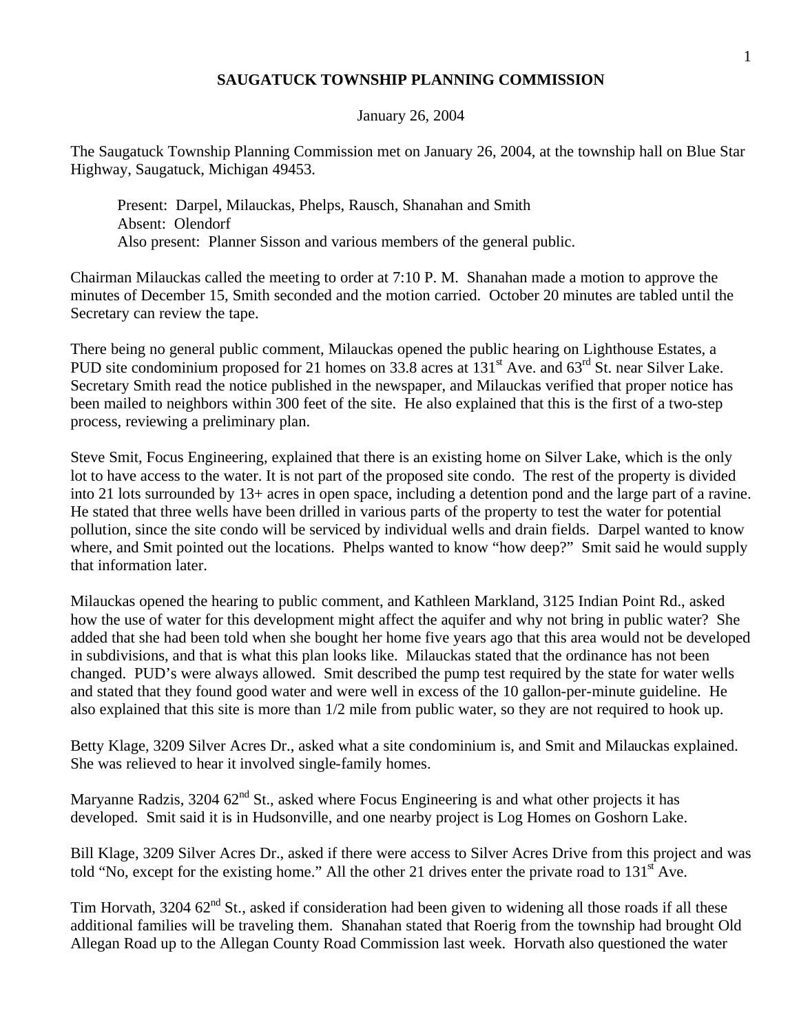# SAUGATUCK TOWNSHIP PLANNING COMMISSION

January 26, 2004

The Saugatuck Township Planning Commission met on January 26, 2004, at the township hall on Blue Star Highway, Saugatuck, Michigan 49453.

Present: Darpel, Milauckas, Phelps, Rausch, Shanahan and Smith
Absent: Olendorf
Also present: Planner Sisson and various members of the general public.

Chairman Milauckas called the meeting to order at 7:10 P. M. Shanahan made a motion to approve the minutes of December 15, Smith seconded and the motion carried. October 20 minutes are tabled until the Secretary can review the tape.

There being no general public comment, Milauckas opened the public hearing on Lighthouse Estates, a PUD site condominium proposed for 21 homes on 33.8 acres at 131st Ave. and 63rd St. near Silver Lake. Secretary Smith read the notice published in the newspaper, and Milauckas verified that proper notice has been mailed to neighbors within 300 feet of the site. He also explained that this is the first of a two-step process, reviewing a preliminary plan.

Steve Smit, Focus Engineering, explained that there is an existing home on Silver Lake, which is the only lot to have access to the water. It is not part of the proposed site condo. The rest of the property is divided into 21 lots surrounded by 13+ acres in open space, including a detention pond and the large part of a ravine. He stated that three wells have been drilled in various parts of the property to test the water for potential pollution, since the site condo will be serviced by individual wells and drain fields. Darpel wanted to know where, and Smit pointed out the locations. Phelps wanted to know "how deep?" Smit said he would supply that information later.

Milauckas opened the hearing to public comment, and Kathleen Markland, 3125 Indian Point Rd., asked how the use of water for this development might affect the aquifer and why not bring in public water? She added that she had been told when she bought her home five years ago that this area would not be developed in subdivisions, and that is what this plan looks like. Milauckas stated that the ordinance has not been changed. PUD's were always allowed. Smit described the pump test required by the state for water wells and stated that they found good water and were well in excess of the 10 gallon-per-minute guideline. He also explained that this site is more than 1/2 mile from public water, so they are not required to hook up.

Betty Klage, 3209 Silver Acres Dr., asked what a site condominium is, and Smit and Milauckas explained. She was relieved to hear it involved single-family homes.

Maryanne Radzis, 3204 62nd St., asked where Focus Engineering is and what other projects it has developed. Smit said it is in Hudsonville, and one nearby project is Log Homes on Goshorn Lake.

Bill Klage, 3209 Silver Acres Dr., asked if there were access to Silver Acres Drive from this project and was told "No, except for the existing home." All the other 21 drives enter the private road to 131st Ave.

Tim Horvath, 3204 62nd St., asked if consideration had been given to widening all those roads if all these additional families will be traveling them. Shanahan stated that Roerig from the township had brought Old Allegan Road up to the Allegan County Road Commission last week. Horvath also questioned the water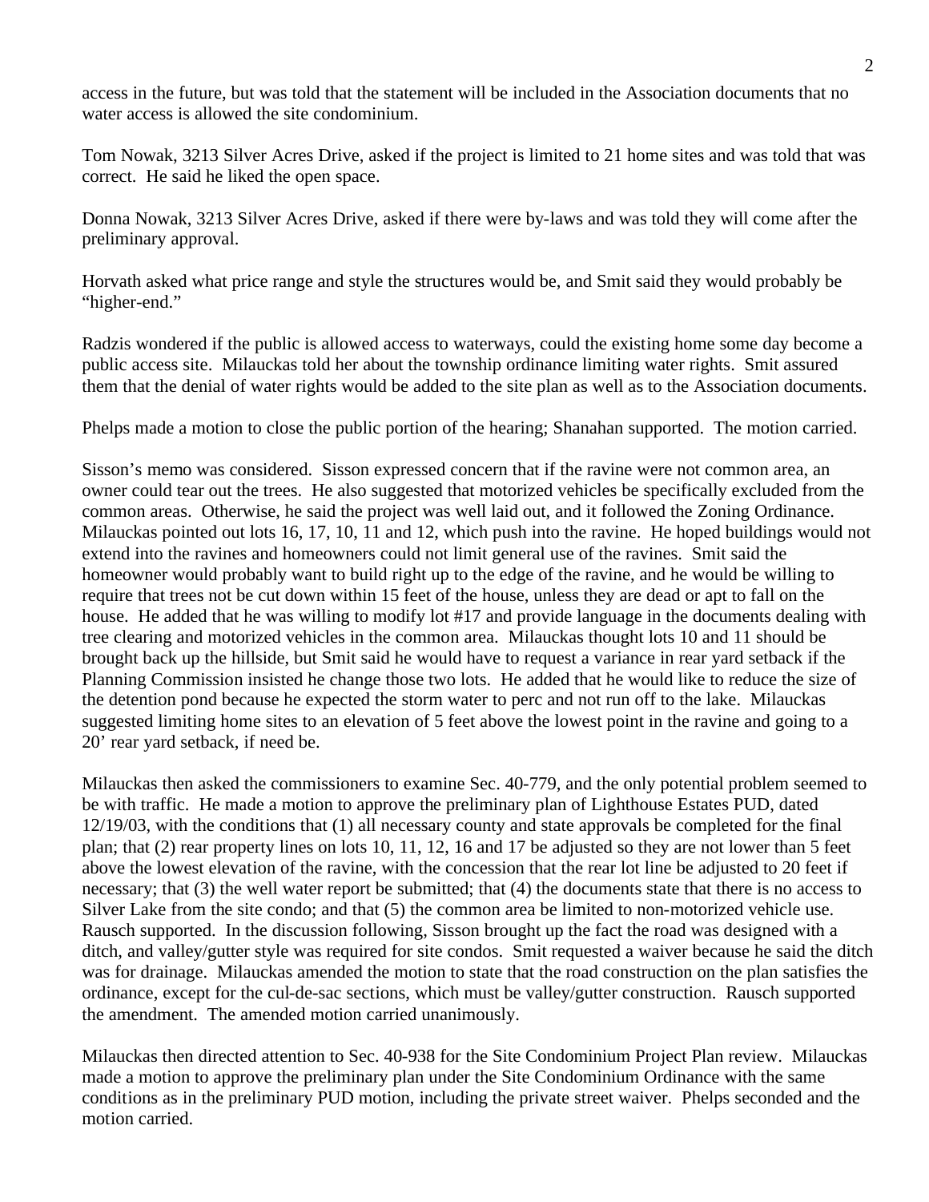access in the future, but was told that the statement will be included in the Association documents that no water access is allowed the site condominium.

Tom Nowak, 3213 Silver Acres Drive, asked if the project is limited to 21 home sites and was told that was correct. He said he liked the open space.

Donna Nowak, 3213 Silver Acres Drive, asked if there were by-laws and was told they will come after the preliminary approval.

Horvath asked what price range and style the structures would be, and Smit said they would probably be "higher-end."

Radzis wondered if the public is allowed access to waterways, could the existing home some day become a public access site. Milauckas told her about the township ordinance limiting water rights. Smit assured them that the denial of water rights would be added to the site plan as well as to the Association documents.

Phelps made a motion to close the public portion of the hearing; Shanahan supported. The motion carried.

Sisson's memo was considered. Sisson expressed concern that if the ravine were not common area, an owner could tear out the trees. He also suggested that motorized vehicles be specifically excluded from the common areas. Otherwise, he said the project was well laid out, and it followed the Zoning Ordinance. Milauckas pointed out lots 16, 17, 10, 11 and 12, which push into the ravine. He hoped buildings would not extend into the ravines and homeowners could not limit general use of the ravines. Smit said the homeowner would probably want to build right up to the edge of the ravine, and he would be willing to require that trees not be cut down within 15 feet of the house, unless they are dead or apt to fall on the house. He added that he was willing to modify lot #17 and provide language in the documents dealing with tree clearing and motorized vehicles in the common area. Milauckas thought lots 10 and 11 should be brought back up the hillside, but Smit said he would have to request a variance in rear yard setback if the Planning Commission insisted he change those two lots. He added that he would like to reduce the size of the detention pond because he expected the storm water to perc and not run off to the lake. Milauckas suggested limiting home sites to an elevation of 5 feet above the lowest point in the ravine and going to a 20' rear yard setback, if need be.

Milauckas then asked the commissioners to examine Sec. 40-779, and the only potential problem seemed to be with traffic. He made a motion to approve the preliminary plan of Lighthouse Estates PUD, dated 12/19/03, with the conditions that (1) all necessary county and state approvals be completed for the final plan; that (2) rear property lines on lots 10, 11, 12, 16 and 17 be adjusted so they are not lower than 5 feet above the lowest elevation of the ravine, with the concession that the rear lot line be adjusted to 20 feet if necessary; that (3) the well water report be submitted; that (4) the documents state that there is no access to Silver Lake from the site condo; and that (5) the common area be limited to non-motorized vehicle use. Rausch supported. In the discussion following, Sisson brought up the fact the road was designed with a ditch, and valley/gutter style was required for site condos. Smit requested a waiver because he said the ditch was for drainage. Milauckas amended the motion to state that the road construction on the plan satisfies the ordinance, except for the cul-de-sac sections, which must be valley/gutter construction. Rausch supported the amendment. The amended motion carried unanimously.

Milauckas then directed attention to Sec. 40-938 for the Site Condominium Project Plan review. Milauckas made a motion to approve the preliminary plan under the Site Condominium Ordinance with the same conditions as in the preliminary PUD motion, including the private street waiver. Phelps seconded and the motion carried.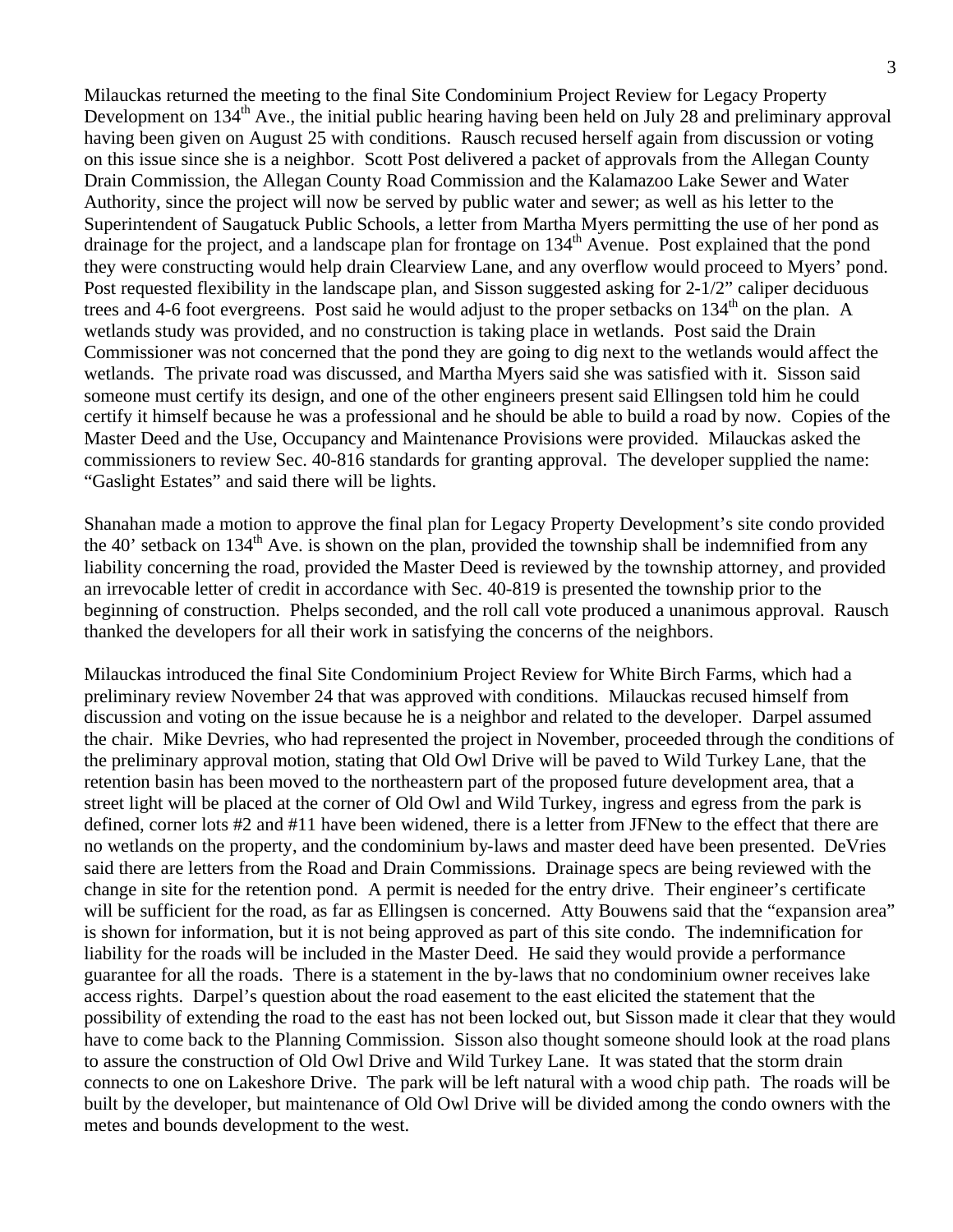Milauckas returned the meeting to the final Site Condominium Project Review for Legacy Property Development on 134th Ave., the initial public hearing having been held on July 28 and preliminary approval having been given on August 25 with conditions. Rausch recused herself again from discussion or voting on this issue since she is a neighbor. Scott Post delivered a packet of approvals from the Allegan County Drain Commission, the Allegan County Road Commission and the Kalamazoo Lake Sewer and Water Authority, since the project will now be served by public water and sewer; as well as his letter to the Superintendent of Saugatuck Public Schools, a letter from Martha Myers permitting the use of her pond as drainage for the project, and a landscape plan for frontage on 134th Avenue. Post explained that the pond they were constructing would help drain Clearview Lane, and any overflow would proceed to Myers' pond. Post requested flexibility in the landscape plan, and Sisson suggested asking for 2-1/2" caliper deciduous trees and 4-6 foot evergreens. Post said he would adjust to the proper setbacks on 134th on the plan. A wetlands study was provided, and no construction is taking place in wetlands. Post said the Drain Commissioner was not concerned that the pond they are going to dig next to the wetlands would affect the wetlands. The private road was discussed, and Martha Myers said she was satisfied with it. Sisson said someone must certify its design, and one of the other engineers present said Ellingsen told him he could certify it himself because he was a professional and he should be able to build a road by now. Copies of the Master Deed and the Use, Occupancy and Maintenance Provisions were provided. Milauckas asked the commissioners to review Sec. 40-816 standards for granting approval. The developer supplied the name: "Gaslight Estates" and said there will be lights.

Shanahan made a motion to approve the final plan for Legacy Property Development's site condo provided the 40' setback on 134th Ave. is shown on the plan, provided the township shall be indemnified from any liability concerning the road, provided the Master Deed is reviewed by the township attorney, and provided an irrevocable letter of credit in accordance with Sec. 40-819 is presented the township prior to the beginning of construction. Phelps seconded, and the roll call vote produced a unanimous approval. Rausch thanked the developers for all their work in satisfying the concerns of the neighbors.

Milauckas introduced the final Site Condominium Project Review for White Birch Farms, which had a preliminary review November 24 that was approved with conditions. Milauckas recused himself from discussion and voting on the issue because he is a neighbor and related to the developer. Darpel assumed the chair. Mike Devries, who had represented the project in November, proceeded through the conditions of the preliminary approval motion, stating that Old Owl Drive will be paved to Wild Turkey Lane, that the retention basin has been moved to the northeastern part of the proposed future development area, that a street light will be placed at the corner of Old Owl and Wild Turkey, ingress and egress from the park is defined, corner lots #2 and #11 have been widened, there is a letter from JFNew to the effect that there are no wetlands on the property, and the condominium by-laws and master deed have been presented. DeVries said there are letters from the Road and Drain Commissions. Drainage specs are being reviewed with the change in site for the retention pond. A permit is needed for the entry drive. Their engineer's certificate will be sufficient for the road, as far as Ellingsen is concerned. Atty Bouwens said that the "expansion area" is shown for information, but it is not being approved as part of this site condo. The indemnification for liability for the roads will be included in the Master Deed. He said they would provide a performance guarantee for all the roads. There is a statement in the by-laws that no condominium owner receives lake access rights. Darpel's question about the road easement to the east elicited the statement that the possibility of extending the road to the east has not been locked out, but Sisson made it clear that they would have to come back to the Planning Commission. Sisson also thought someone should look at the road plans to assure the construction of Old Owl Drive and Wild Turkey Lane. It was stated that the storm drain connects to one on Lakeshore Drive. The park will be left natural with a wood chip path. The roads will be built by the developer, but maintenance of Old Owl Drive will be divided among the condo owners with the metes and bounds development to the west.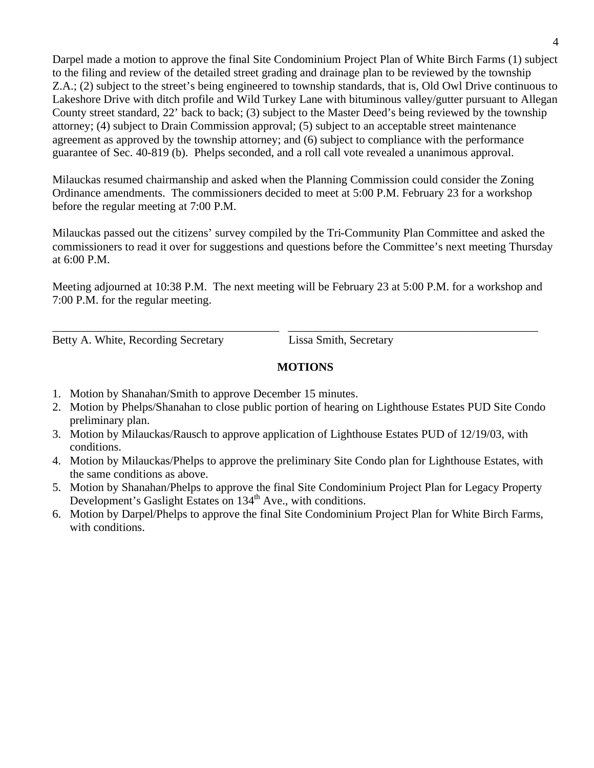Darpel made a motion to approve the final Site Condominium Project Plan of White Birch Farms (1) subject to the filing and review of the detailed street grading and drainage plan to be reviewed by the township Z.A.; (2) subject to the street's being engineered to township standards, that is, Old Owl Drive continuous to Lakeshore Drive with ditch profile and Wild Turkey Lane with bituminous valley/gutter pursuant to Allegan County street standard, 22' back to back; (3) subject to the Master Deed's being reviewed by the township attorney; (4) subject to Drain Commission approval; (5) subject to an acceptable street maintenance agreement as approved by the township attorney; and (6) subject to compliance with the performance guarantee of Sec. 40-819 (b). Phelps seconded, and a roll call vote revealed a unanimous approval.

Milauckas resumed chairmanship and asked when the Planning Commission could consider the Zoning Ordinance amendments. The commissioners decided to meet at 5:00 P.M. February 23 for a workshop before the regular meeting at 7:00 P.M.

Milauckas passed out the citizens' survey compiled by the Tri-Community Plan Committee and asked the commissioners to read it over for suggestions and questions before the Committee's next meeting Thursday at 6:00 P.M.

Meeting adjourned at 10:38 P.M. The next meeting will be February 23 at 5:00 P.M. for a workshop and 7:00 P.M. for the regular meeting.

\_\_\_\_\_\_\_\_\_\_\_\_\_\_\_\_\_\_\_\_\_\_\_\_\_\_\_\_\_\_\_\_\_\_\_\_\_\_\_\_ \_\_\_\_\_\_\_\_\_\_\_\_\_\_\_\_\_\_\_\_\_\_\_\_\_\_\_\_\_\_\_\_\_\_\_\_\_\_\_\_\_\_\_\_

Betty A. White, Recording Secretary Lissa Smith, Secretary

**MOTIONS**

1. Motion by Shanahan/Smith to approve December 15 minutes.
2. Motion by Phelps/Shanahan to close public portion of hearing on Lighthouse Estates PUD Site Condo preliminary plan.
3. Motion by Milauckas/Rausch to approve application of Lighthouse Estates PUD of 12/19/03, with conditions.
4. Motion by Milauckas/Phelps to approve the preliminary Site Condo plan for Lighthouse Estates, with the same conditions as above.
5. Motion by Shanahan/Phelps to approve the final Site Condominium Project Plan for Legacy Property Development's Gaslight Estates on 134th Ave., with conditions.
6. Motion by Darpel/Phelps to approve the final Site Condominium Project Plan for White Birch Farms, with conditions.